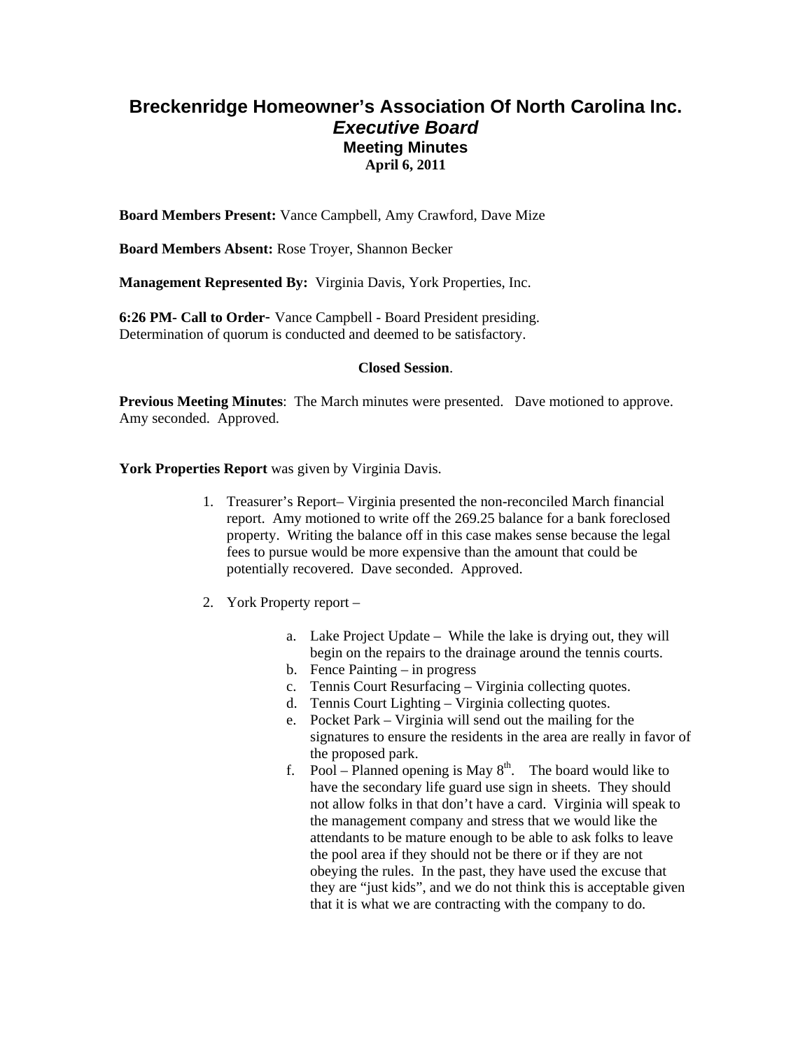# Breckenridge Homeowner's Association Of North Carolina Inc.
## *Executive Board*
### Meeting Minutes
**April 6, 2011**

**Board Members Present:** Vance Campbell, Amy Crawford, Dave Mize

**Board Members Absent:** Rose Troyer, Shannon Becker

**Management Represented By:** Virginia Davis, York Properties, Inc.

**6:26 PM- Call to Order-** Vance Campbell - Board President presiding.
Determination of quorum is conducted and deemed to be satisfactory.

**Closed Session**.

**Previous Meeting Minutes**: The March minutes were presented. Dave motioned to approve. Amy seconded. Approved.

**York Properties Report** was given by Virginia Davis.

1. Treasurer's Report– Virginia presented the non-reconciled March financial report. Amy motioned to write off the 269.25 balance for a bank foreclosed property. Writing the balance off in this case makes sense because the legal fees to pursue would be more expensive than the amount that could be potentially recovered. Dave seconded. Approved.

2. York Property report –

   a. Lake Project Update – While the lake is drying out, they will begin on the repairs to the drainage around the tennis courts.
   b. Fence Painting – in progress
   c. Tennis Court Resurfacing – Virginia collecting quotes.
   d. Tennis Court Lighting – Virginia collecting quotes.
   e. Pocket Park – Virginia will send out the mailing for the signatures to ensure the residents in the area are really in favor of the proposed park.
   f. Pool – Planned opening is May 8th. The board would like to have the secondary life guard use sign in sheets. They should not allow folks in that don't have a card. Virginia will speak to the management company and stress that we would like the attendants to be mature enough to be able to ask folks to leave the pool area if they should not be there or if they are not obeying the rules. In the past, they have used the excuse that they are "just kids", and we do not think this is acceptable given that it is what we are contracting with the company to do.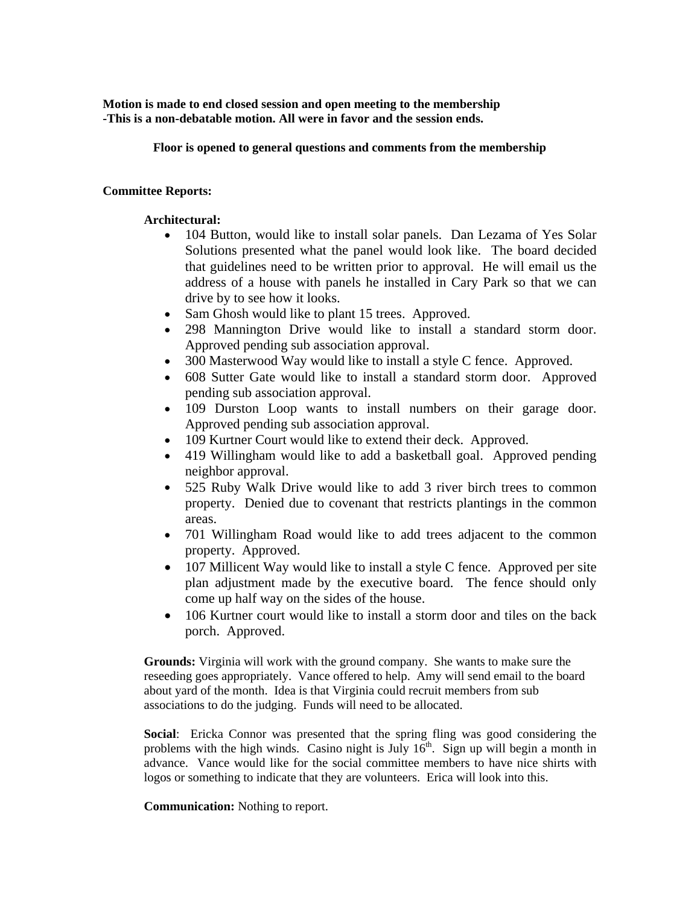**Motion is made to end closed session and open meeting to the membership**
**-This is a non-debatable motion. All were in favor and the session ends.**

**Floor is opened to general questions and comments from the membership**

**Committee Reports:**

**Architectural:**

- 104 Button, would like to install solar panels. Dan Lezama of Yes Solar Solutions presented what the panel would look like. The board decided that guidelines need to be written prior to approval. He will email us the address of a house with panels he installed in Cary Park so that we can drive by to see how it looks.
- Sam Ghosh would like to plant 15 trees. Approved.
- 298 Mannington Drive would like to install a standard storm door. Approved pending sub association approval.
- 300 Masterwood Way would like to install a style C fence. Approved.
- 608 Sutter Gate would like to install a standard storm door. Approved pending sub association approval.
- 109 Durston Loop wants to install numbers on their garage door. Approved pending sub association approval.
- 109 Kurtner Court would like to extend their deck. Approved.
- 419 Willingham would like to add a basketball goal. Approved pending neighbor approval.
- 525 Ruby Walk Drive would like to add 3 river birch trees to common property. Denied due to covenant that restricts plantings in the common areas.
- 701 Willingham Road would like to add trees adjacent to the common property. Approved.
- 107 Millicent Way would like to install a style C fence. Approved per site plan adjustment made by the executive board. The fence should only come up half way on the sides of the house.
- 106 Kurtner court would like to install a storm door and tiles on the back porch. Approved.

**Grounds:** Virginia will work with the ground company. She wants to make sure the reseeding goes appropriately. Vance offered to help. Amy will send email to the board about yard of the month. Idea is that Virginia could recruit members from sub associations to do the judging. Funds will need to be allocated.

**Social**: Ericka Connor was presented that the spring fling was good considering the problems with the high winds. Casino night is July 16th. Sign up will begin a month in advance. Vance would like for the social committee members to have nice shirts with logos or something to indicate that they are volunteers. Erica will look into this.

**Communication:** Nothing to report.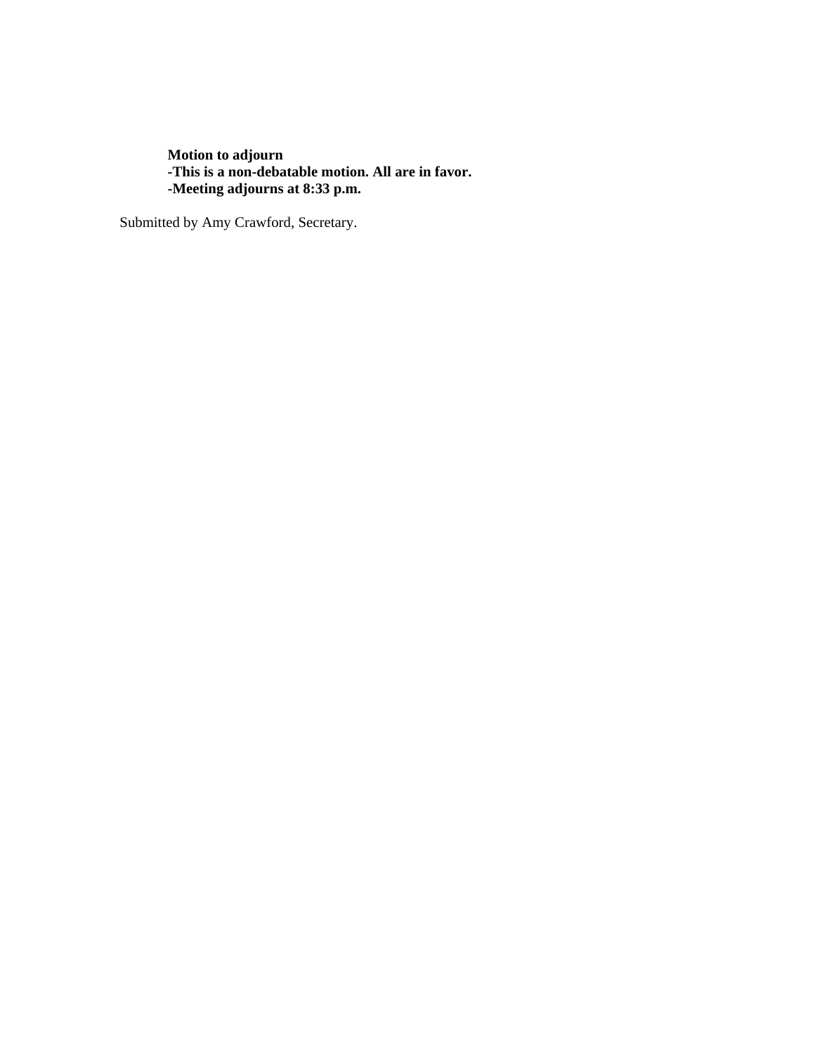**Motion to adjourn**
**-This is a non-debatable motion. All are in favor.**
**-Meeting adjourns at 8:33 p.m.**

Submitted by Amy Crawford, Secretary.